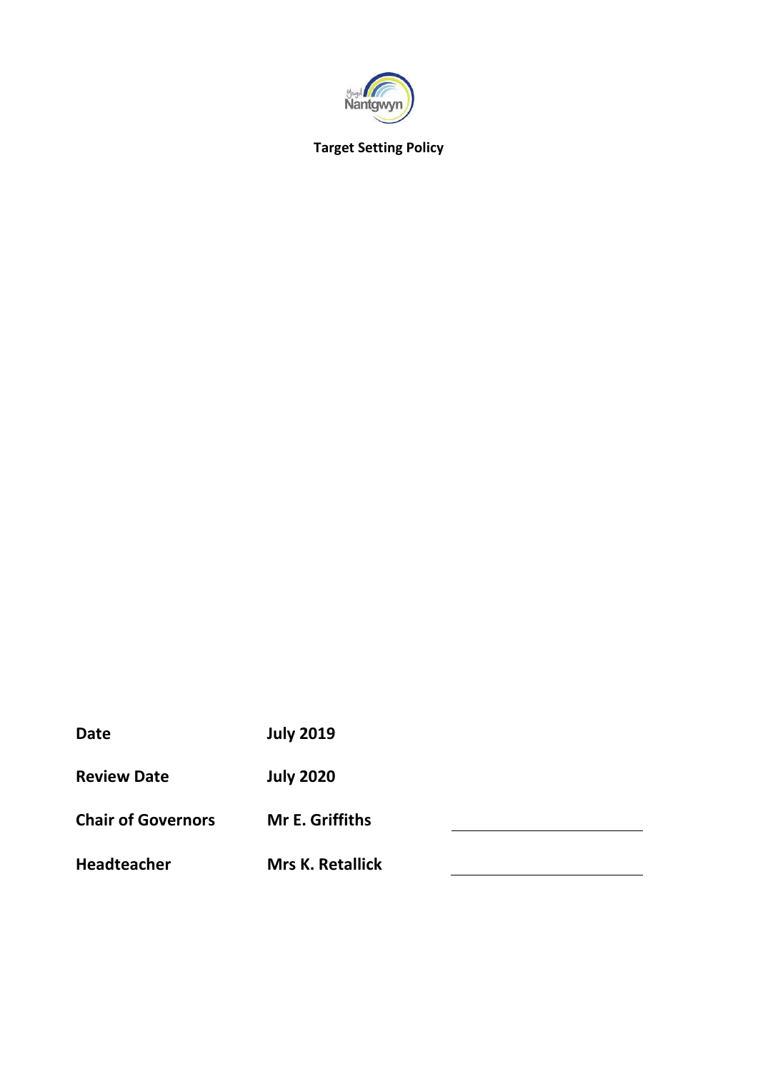Ysgol Nantgwyn

# Target Setting Policy

| | | |
|---|---|---|
| **Date** | **July 2019** | |
| **Review Date** | **July 2020** | |
| **Chair of Governors** | **Mr E. Griffiths** | ____________________ |
| **Headteacher** | **Mrs K. Retallick** | ____________________ |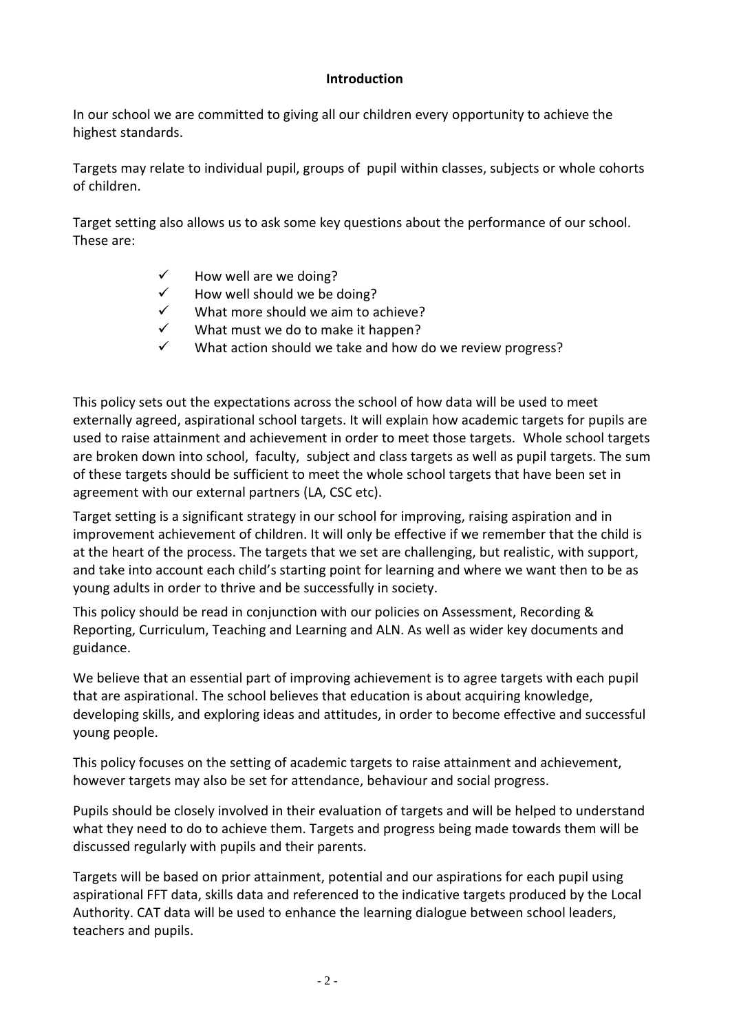## Introduction

In our school we are committed to giving all our children every opportunity to achieve the highest standards.

Targets may relate to individual pupil, groups of pupil within classes, subjects or whole cohorts of children.

Target setting also allows us to ask some key questions about the performance of our school. These are:

- ✓ How well are we doing?
- ✓ How well should we be doing?
- ✓ What more should we aim to achieve?
- ✓ What must we do to make it happen?
- ✓ What action should we take and how do we review progress?

This policy sets out the expectations across the school of how data will be used to meet externally agreed, aspirational school targets. It will explain how academic targets for pupils are used to raise attainment and achievement in order to meet those targets. Whole school targets are broken down into school, faculty, subject and class targets as well as pupil targets. The sum of these targets should be sufficient to meet the whole school targets that have been set in agreement with our external partners (LA, CSC etc).

Target setting is a significant strategy in our school for improving, raising aspiration and in improvement achievement of children. It will only be effective if we remember that the child is at the heart of the process. The targets that we set are challenging, but realistic, with support, and take into account each child's starting point for learning and where we want then to be as young adults in order to thrive and be successfully in society.

This policy should be read in conjunction with our policies on Assessment, Recording & Reporting, Curriculum, Teaching and Learning and ALN. As well as wider key documents and guidance.

We believe that an essential part of improving achievement is to agree targets with each pupil that are aspirational. The school believes that education is about acquiring knowledge, developing skills, and exploring ideas and attitudes, in order to become effective and successful young people.

This policy focuses on the setting of academic targets to raise attainment and achievement, however targets may also be set for attendance, behaviour and social progress.

Pupils should be closely involved in their evaluation of targets and will be helped to understand what they need to do to achieve them. Targets and progress being made towards them will be discussed regularly with pupils and their parents.

Targets will be based on prior attainment, potential and our aspirations for each pupil using aspirational FFT data, skills data and referenced to the indicative targets produced by the Local Authority. CAT data will be used to enhance the learning dialogue between school leaders, teachers and pupils.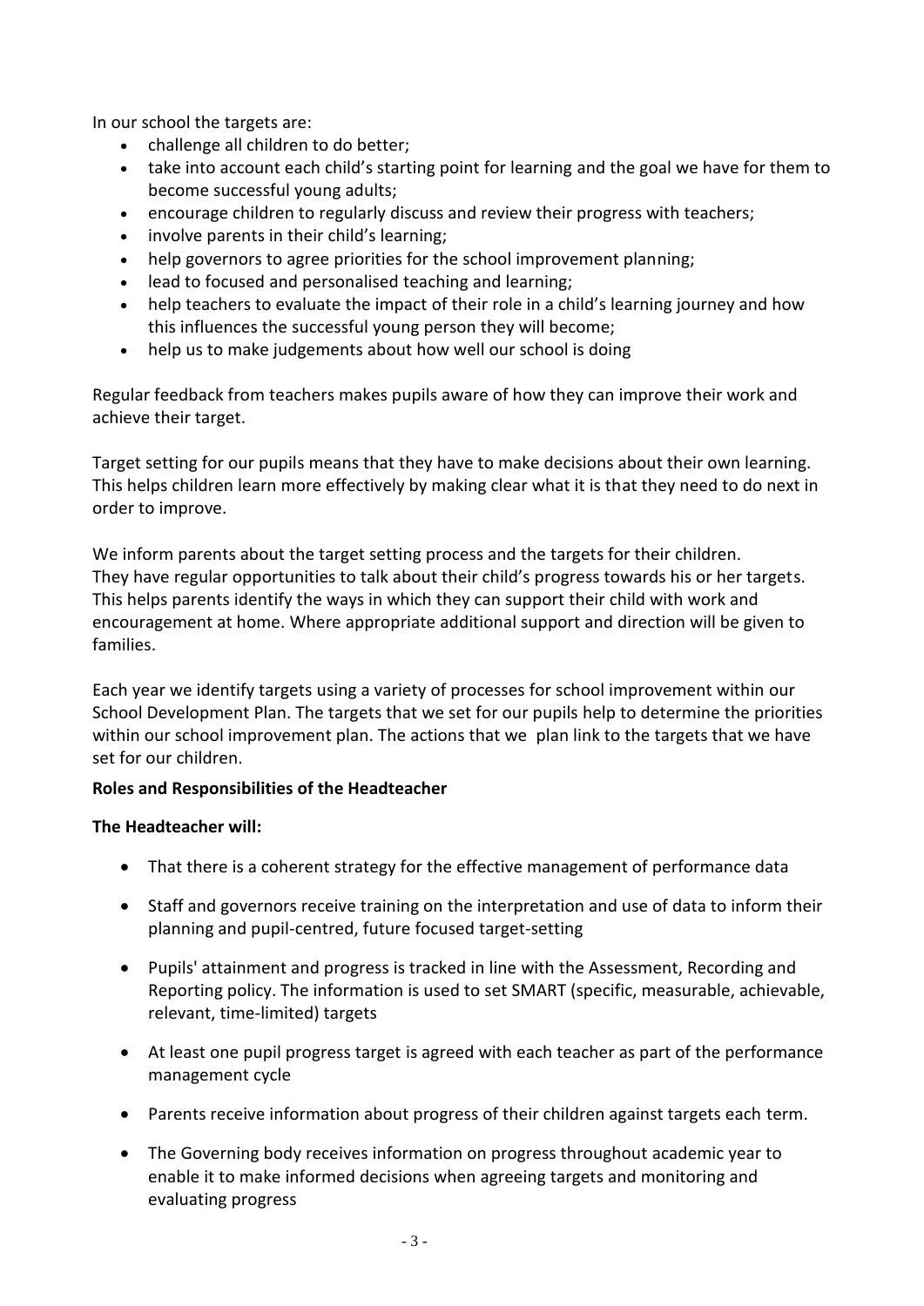In our school the targets are:

- challenge all children to do better;
- take into account each child's starting point for learning and the goal we have for them to become successful young adults;
- encourage children to regularly discuss and review their progress with teachers;
- involve parents in their child's learning;
- help governors to agree priorities for the school improvement planning;
- lead to focused and personalised teaching and learning;
- help teachers to evaluate the impact of their role in a child's learning journey and how this influences the successful young person they will become;
- help us to make judgements about how well our school is doing

Regular feedback from teachers makes pupils aware of how they can improve their work and achieve their target.

Target setting for our pupils means that they have to make decisions about their own learning. This helps children learn more effectively by making clear what it is that they need to do next in order to improve.

We inform parents about the target setting process and the targets for their children. They have regular opportunities to talk about their child's progress towards his or her targets. This helps parents identify the ways in which they can support their child with work and encouragement at home. Where appropriate additional support and direction will be given to families.

Each year we identify targets using a variety of processes for school improvement within our School Development Plan. The targets that we set for our pupils help to determine the priorities within our school improvement plan. The actions that we plan link to the targets that we have set for our children.

**Roles and Responsibilities of the Headteacher**

**The Headteacher will:**

- That there is a coherent strategy for the effective management of performance data
- Staff and governors receive training on the interpretation and use of data to inform their planning and pupil-centred, future focused target-setting
- Pupils' attainment and progress is tracked in line with the Assessment, Recording and Reporting policy. The information is used to set SMART (specific, measurable, achievable, relevant, time-limited) targets
- At least one pupil progress target is agreed with each teacher as part of the performance management cycle
- Parents receive information about progress of their children against targets each term.
- The Governing body receives information on progress throughout academic year to enable it to make informed decisions when agreeing targets and monitoring and evaluating progress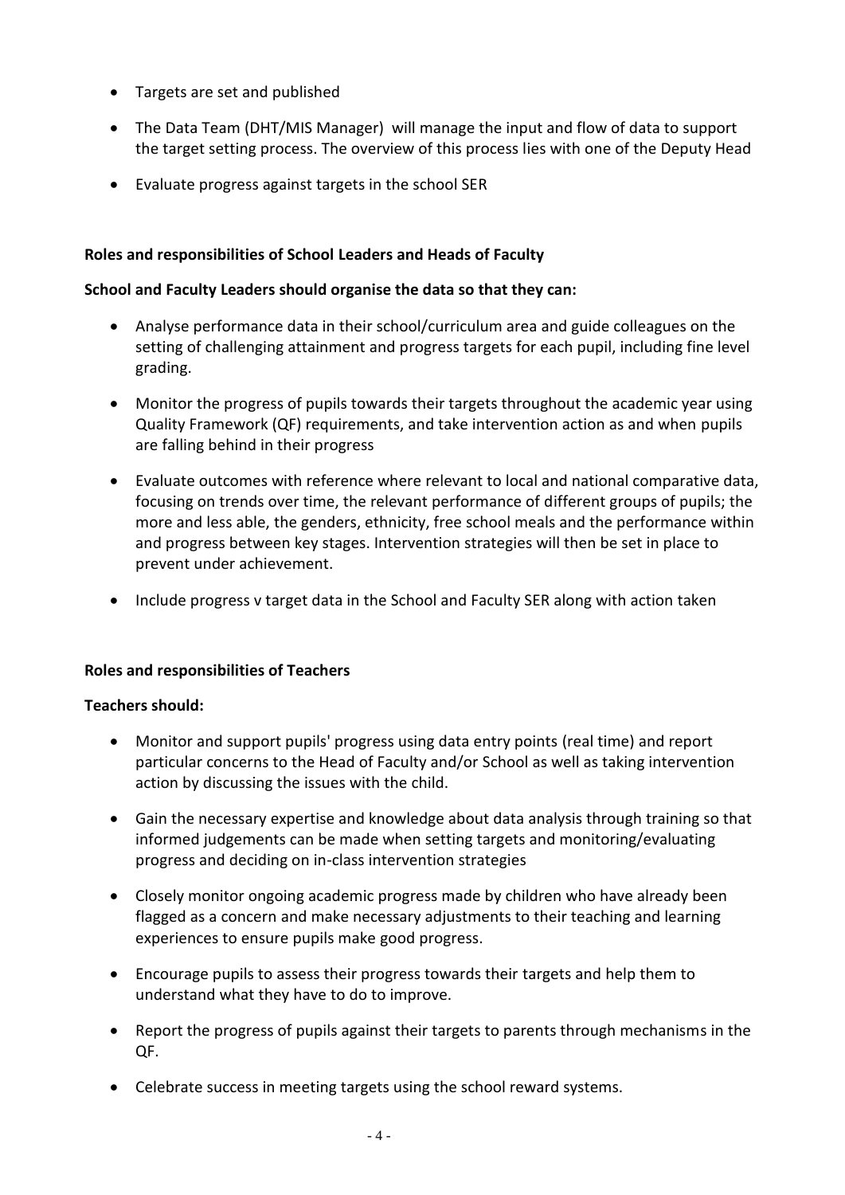- Targets are set and published
- The Data Team (DHT/MIS Manager) will manage the input and flow of data to support the target setting process. The overview of this process lies with one of the Deputy Head
- Evaluate progress against targets in the school SER

**Roles and responsibilities of School Leaders and Heads of Faculty**

**School and Faculty Leaders should organise the data so that they can:**

- Analyse performance data in their school/curriculum area and guide colleagues on the setting of challenging attainment and progress targets for each pupil, including fine level grading.
- Monitor the progress of pupils towards their targets throughout the academic year using Quality Framework (QF) requirements, and take intervention action as and when pupils are falling behind in their progress
- Evaluate outcomes with reference where relevant to local and national comparative data, focusing on trends over time, the relevant performance of different groups of pupils; the more and less able, the genders, ethnicity, free school meals and the performance within and progress between key stages. Intervention strategies will then be set in place to prevent under achievement.
- Include progress v target data in the School and Faculty SER along with action taken

**Roles and responsibilities of Teachers**

**Teachers should:**

- Monitor and support pupils' progress using data entry points (real time) and report particular concerns to the Head of Faculty and/or School as well as taking intervention action by discussing the issues with the child.
- Gain the necessary expertise and knowledge about data analysis through training so that informed judgements can be made when setting targets and monitoring/evaluating progress and deciding on in-class intervention strategies
- Closely monitor ongoing academic progress made by children who have already been flagged as a concern and make necessary adjustments to their teaching and learning experiences to ensure pupils make good progress.
- Encourage pupils to assess their progress towards their targets and help them to understand what they have to do to improve.
- Report the progress of pupils against their targets to parents through mechanisms in the QF.
- Celebrate success in meeting targets using the school reward systems.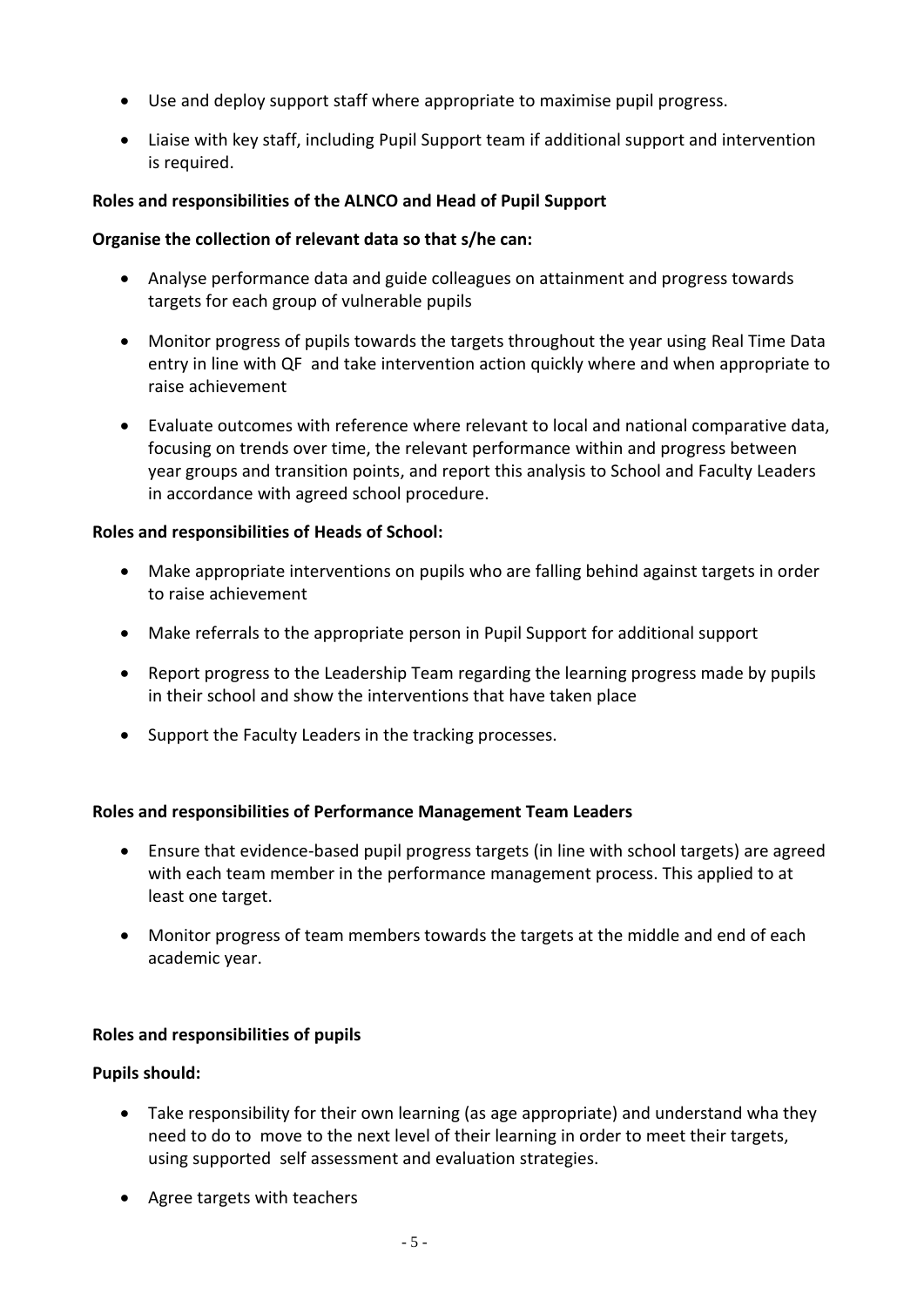- Use and deploy support staff where appropriate to maximise pupil progress.
- Liaise with key staff, including Pupil Support team if additional support and intervention is required.

**Roles and responsibilities of the ALNCO and Head of Pupil Support**

**Organise the collection of relevant data so that s/he can:**

- Analyse performance data and guide colleagues on attainment and progress towards targets for each group of vulnerable pupils
- Monitor progress of pupils towards the targets throughout the year using Real Time Data entry in line with QF and take intervention action quickly where and when appropriate to raise achievement
- Evaluate outcomes with reference where relevant to local and national comparative data, focusing on trends over time, the relevant performance within and progress between year groups and transition points, and report this analysis to School and Faculty Leaders in accordance with agreed school procedure.

**Roles and responsibilities of Heads of School:**

- Make appropriate interventions on pupils who are falling behind against targets in order to raise achievement
- Make referrals to the appropriate person in Pupil Support for additional support
- Report progress to the Leadership Team regarding the learning progress made by pupils in their school and show the interventions that have taken place
- Support the Faculty Leaders in the tracking processes.

**Roles and responsibilities of Performance Management Team Leaders**

- Ensure that evidence-based pupil progress targets (in line with school targets) are agreed with each team member in the performance management process. This applied to at least one target.
- Monitor progress of team members towards the targets at the middle and end of each academic year.

**Roles and responsibilities of pupils**

**Pupils should:**

- Take responsibility for their own learning (as age appropriate) and understand wha they need to do to move to the next level of their learning in order to meet their targets, using supported self assessment and evaluation strategies.
- Agree targets with teachers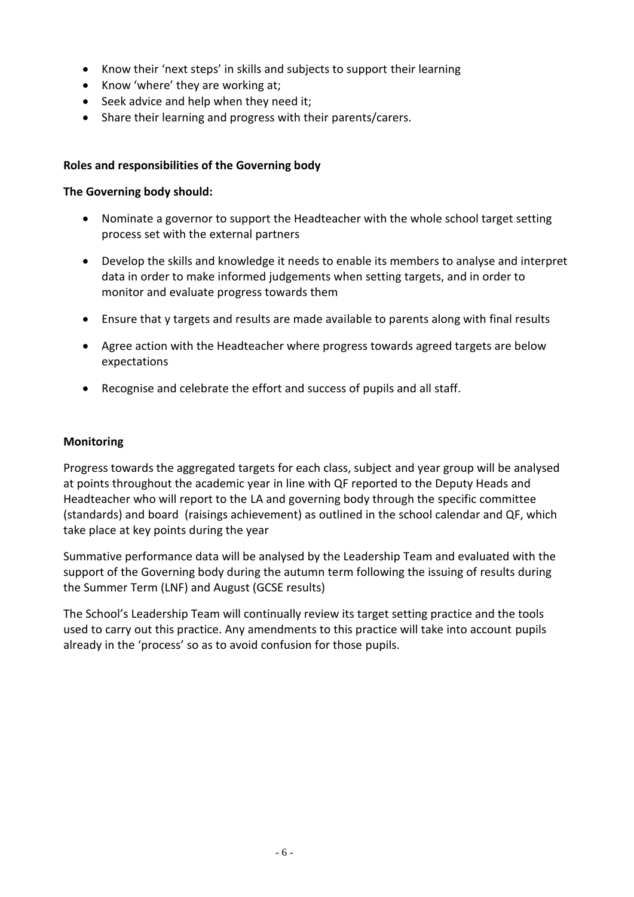- Know their 'next steps' in skills and subjects to support their learning
- Know 'where' they are working at;
- Seek advice and help when they need it;
- Share their learning and progress with their parents/carers.

**Roles and responsibilities of the Governing body**

**The Governing body should:**

- Nominate a governor to support the Headteacher with the whole school target setting process set with the external partners
- Develop the skills and knowledge it needs to enable its members to analyse and interpret data in order to make informed judgements when setting targets, and in order to monitor and evaluate progress towards them
- Ensure that y targets and results are made available to parents along with final results
- Agree action with the Headteacher where progress towards agreed targets are below expectations
- Recognise and celebrate the effort and success of pupils and all staff.

**Monitoring**

Progress towards the aggregated targets for each class, subject and year group will be analysed at points throughout the academic year in line with QF reported to the Deputy Heads and Headteacher who will report to the LA and governing body through the specific committee (standards) and board (raisings achievement) as outlined in the school calendar and QF, which take place at key points during the year

Summative performance data will be analysed by the Leadership Team and evaluated with the support of the Governing body during the autumn term following the issuing of results during the Summer Term (LNF) and August (GCSE results)

The School's Leadership Team will continually review its target setting practice and the tools used to carry out this practice. Any amendments to this practice will take into account pupils already in the 'process' so as to avoid confusion for those pupils.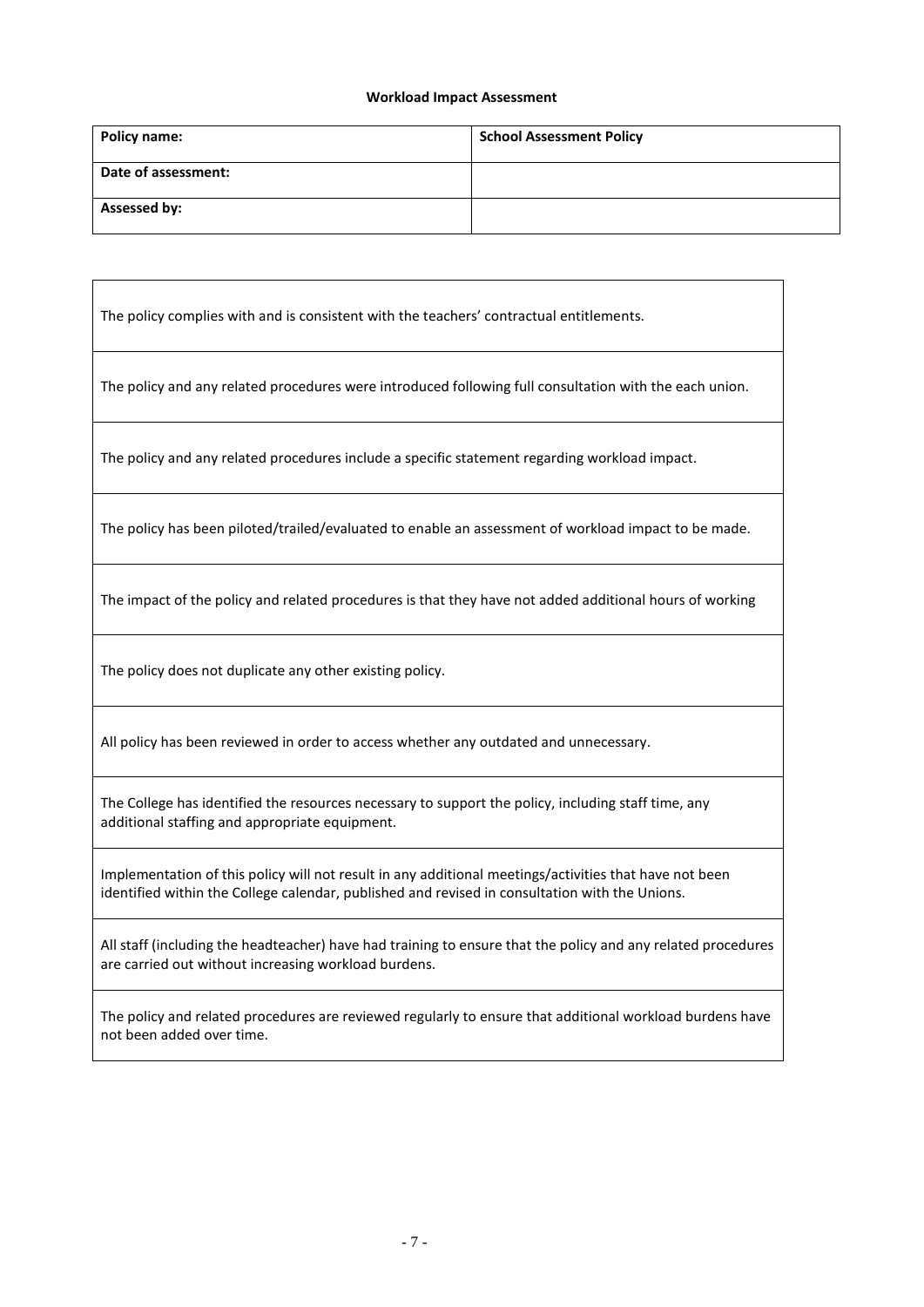**Workload Impact Assessment**

| **Policy name:** | **School Assessment Policy** |
| --- | --- |
| **Date of assessment:** | |
| **Assessed by:** | |

| |
| --- |
| The policy complies with and is consistent with the teachers' contractual entitlements. |
| The policy and any related procedures were introduced following full consultation with the each union. |
| The policy and any related procedures include a specific statement regarding workload impact. |
| The policy has been piloted/trailed/evaluated to enable an assessment of workload impact to be made. |
| The impact of the policy and related procedures is that they have not added additional hours of working |
| The policy does not duplicate any other existing policy. |
| All policy has been reviewed in order to access whether any outdated and unnecessary. |
| The College has identified the resources necessary to support the policy, including staff time, any additional staffing and appropriate equipment. |
| Implementation of this policy will not result in any additional meetings/activities that have not been identified within the College calendar, published and revised in consultation with the Unions. |
| All staff (including the headteacher) have had training to ensure that the policy and any related procedures are carried out without increasing workload burdens. |
| The policy and related procedures are reviewed regularly to ensure that additional workload burdens have not been added over time. |